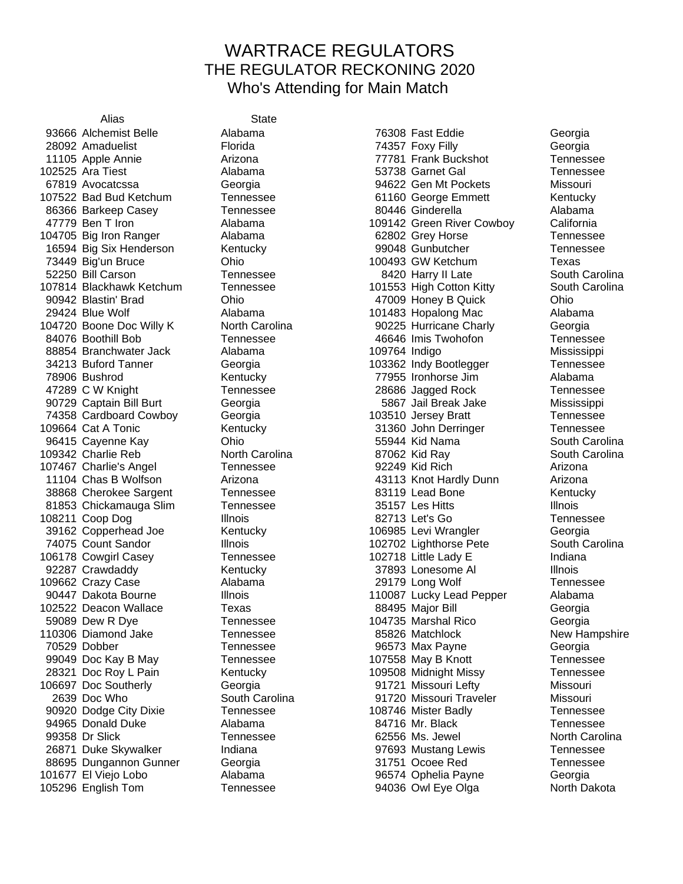# WARTRACE REGULATORS
## THE REGULATOR RECKONING 2020
### Who's Attending for Main Match

| | Alias | State |
|---|---|---|
| 93666 | Alchemist Belle | Alabama |
| 28092 | Amaduelist | Florida |
| 11105 | Apple Annie | Arizona |
| 102525 | Ara Tiest | Alabama |
| 67819 | Avocatcssa | Georgia |
| 107522 | Bad Bud Ketchum | Tennessee |
| 86366 | Barkeep Casey | Tennessee |
| 47779 | Ben T Iron | Alabama |
| 104705 | Big Iron Ranger | Alabama |
| 16594 | Big Six Henderson | Kentucky |
| 73449 | Big'un Bruce | Ohio |
| 52250 | Bill Carson | Tennessee |
| 107814 | Blackhawk Ketchum | Tennessee |
| 90942 | Blastin' Brad | Ohio |
| 29424 | Blue Wolf | Alabama |
| 104720 | Boone Doc Willy K | North Carolina |
| 84076 | Boothill Bob | Tennessee |
| 88854 | Branchwater Jack | Alabama |
| 34213 | Buford Tanner | Georgia |
| 78906 | Bushrod | Kentucky |
| 47289 | C W Knight | Tennessee |
| 90729 | Captain Bill Burt | Georgia |
| 74358 | Cardboard Cowboy | Georgia |
| 109664 | Cat A Tonic | Kentucky |
| 96415 | Cayenne Kay | Ohio |
| 109342 | Charlie Reb | North Carolina |
| 107467 | Charlie's Angel | Tennessee |
| 11104 | Chas B Wolfson | Arizona |
| 38868 | Cherokee Sargent | Tennessee |
| 81853 | Chickamauga Slim | Tennessee |
| 108211 | Coop Dog | Illnois |
| 39162 | Copperhead Joe | Kentucky |
| 74075 | Count Sandor | Illnois |
| 106178 | Cowgirl Casey | Tennessee |
| 92287 | Crawdaddy | Kentucky |
| 109662 | Crazy Case | Alabama |
| 90447 | Dakota Bourne | Illnois |
| 102522 | Deacon Wallace | Texas |
| 59089 | Dew R Dye | Tennessee |
| 110306 | Diamond Jake | Tennessee |
| 70529 | Dobber | Tennessee |
| 99049 | Doc Kay B May | Tennessee |
| 28321 | Doc Roy L Pain | Kentucky |
| 106697 | Doc Southerly | Georgia |
| 2639 | Doc Who | South Carolina |
| 90920 | Dodge City Dixie | Tennessee |
| 94965 | Donald Duke | Alabama |
| 99358 | Dr Slick | Tennessee |
| 26871 | Duke Skywalker | Indiana |
| 88695 | Dungannon Gunner | Georgia |
| 101677 | El Viejo Lobo | Alabama |
| 105296 | English Tom | Tennessee |
| 76308 | Fast Eddie | Georgia |
| 74357 | Foxy Filly | Georgia |
| 77781 | Frank Buckshot | Tennessee |
| 53738 | Garnet Gal | Tennessee |
| 94622 | Gen Mt Pockets | Missouri |
| 61160 | George Emmett | Kentucky |
| 80446 | Ginderella | Alabama |
| 109142 | Green River Cowboy | California |
| 62802 | Grey Horse | Tennessee |
| 99048 | Gunbutcher | Tennessee |
| 100493 | GW Ketchum | Texas |
| 8420 | Harry II Late | South Carolina |
| 101553 | High Cotton Kitty | South Carolina |
| 47009 | Honey B Quick | Ohio |
| 101483 | Hopalong Mac | Alabama |
| 90225 | Hurricane Charly | Georgia |
| 46646 | Imis Twohofon | Tennessee |
| 109764 | Indigo | Mississippi |
| 103362 | Indy Bootlegger | Tennessee |
| 77955 | Ironhorse Jim | Alabama |
| 28686 | Jagged Rock | Tennessee |
| 5867 | Jail Break Jake | Mississippi |
| 103510 | Jersey Bratt | Tennessee |
| 31360 | John Derringer | Tennessee |
| 55944 | Kid Nama | South Carolina |
| 87062 | Kid Ray | South Carolina |
| 92249 | Kid Rich | Arizona |
| 43113 | Knot Hardly Dunn | Arizona |
| 83119 | Lead Bone | Kentucky |
| 35157 | Les Hitts | Illnois |
| 82713 | Let's Go | Tennessee |
| 106985 | Levi Wrangler | Georgia |
| 102702 | Lighthorse Pete | South Carolina |
| 102718 | Little Lady E | Indiana |
| 37893 | Lonesome Al | Illnois |
| 29179 | Long Wolf | Tennessee |
| 110087 | Lucky Lead Pepper | Alabama |
| 88495 | Major Bill | Georgia |
| 104735 | Marshal Rico | Georgia |
| 85826 | Matchlock | New Hampshire |
| 96573 | Max Payne | Georgia |
| 107558 | May B Knott | Tennessee |
| 109508 | Midnight Missy | Tennessee |
| 91721 | Missouri Lefty | Missouri |
| 91720 | Missouri Traveler | Missouri |
| 108746 | Mister Badly | Tennessee |
| 84716 | Mr. Black | Tennessee |
| 62556 | Ms. Jewel | North Carolina |
| 97693 | Mustang Lewis | Tennessee |
| 31751 | Ocoee Red | Tennessee |
| 96574 | Ophelia Payne | Georgia |
| 94036 | Owl Eye Olga | North Dakota |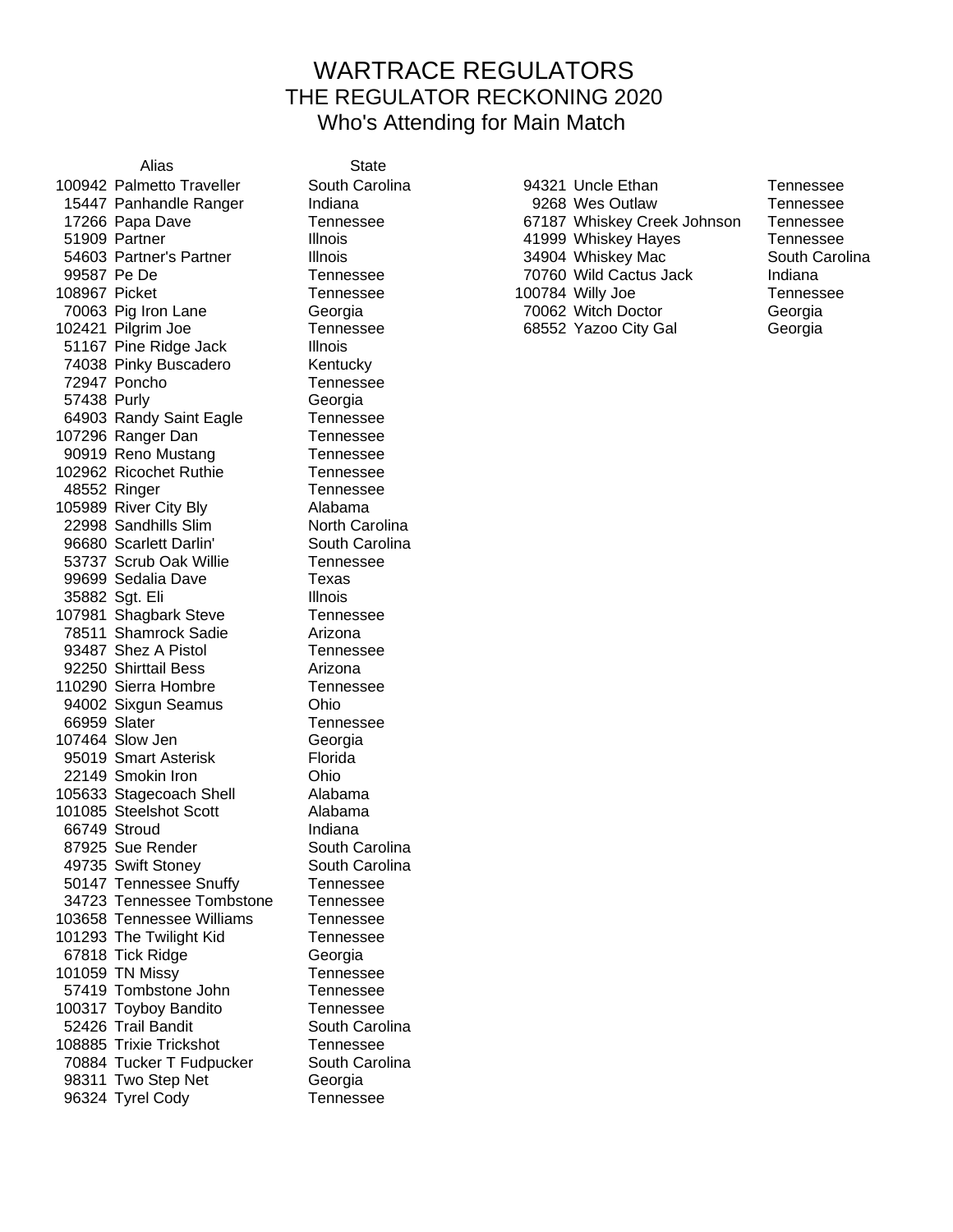# WARTRACE REGULATORS
## THE REGULATOR RECKONING 2020
### Who's Attending for Main Match

| | Alias | State |
|---|---|---|
| 100942 | Palmetto Traveller | South Carolina |
| 15447 | Panhandle Ranger | Indiana |
| 17266 | Papa Dave | Tennessee |
| 51909 | Partner | Illnois |
| 54603 | Partner's Partner | Illnois |
| 99587 | Pe De | Tennessee |
| 108967 | Picket | Tennessee |
| 70063 | Pig Iron Lane | Georgia |
| 102421 | Pilgrim Joe | Tennessee |
| 51167 | Pine Ridge Jack | Illnois |
| 74038 | Pinky Buscadero | Kentucky |
| 72947 | Poncho | Tennessee |
| 57438 | Purly | Georgia |
| 64903 | Randy Saint Eagle | Tennessee |
| 107296 | Ranger Dan | Tennessee |
| 90919 | Reno Mustang | Tennessee |
| 102962 | Ricochet Ruthie | Tennessee |
| 48552 | Ringer | Tennessee |
| 105989 | River City Bly | Alabama |
| 22998 | Sandhills Slim | North Carolina |
| 96680 | Scarlett Darlin' | South Carolina |
| 53737 | Scrub Oak Willie | Tennessee |
| 99699 | Sedalia Dave | Texas |
| 35882 | Sgt. Eli | Illnois |
| 107981 | Shagbark Steve | Tennessee |
| 78511 | Shamrock Sadie | Arizona |
| 93487 | Shez A Pistol | Tennessee |
| 92250 | Shirttail Bess | Arizona |
| 110290 | Sierra Hombre | Tennessee |
| 94002 | Sixgun Seamus | Ohio |
| 66959 | Slater | Tennessee |
| 107464 | Slow Jen | Georgia |
| 95019 | Smart Asterisk | Florida |
| 22149 | Smokin Iron | Ohio |
| 105633 | Stagecoach Shell | Alabama |
| 101085 | Steelshot Scott | Alabama |
| 66749 | Stroud | Indiana |
| 87925 | Sue Render | South Carolina |
| 49735 | Swift Stoney | South Carolina |
| 50147 | Tennessee Snuffy | Tennessee |
| 34723 | Tennessee Tombstone | Tennessee |
| 103658 | Tennessee Williams | Tennessee |
| 101293 | The Twilight Kid | Tennessee |
| 67818 | Tick Ridge | Georgia |
| 101059 | TN Missy | Tennessee |
| 57419 | Tombstone John | Tennessee |
| 100317 | Toyboy Bandito | Tennessee |
| 52426 | Trail Bandit | South Carolina |
| 108885 | Trixie Trickshot | Tennessee |
| 70884 | Tucker T Fudpucker | South Carolina |
| 98311 | Two Step Net | Georgia |
| 96324 | Tyrel Cody | Tennessee |
| 94321 | Uncle Ethan | Tennessee |
| 9268 | Wes Outlaw | Tennessee |
| 67187 | Whiskey Creek Johnson | Tennessee |
| 41999 | Whiskey Hayes | Tennessee |
| 34904 | Whiskey Mac | South Carolina |
| 70760 | Wild Cactus Jack | Indiana |
| 100784 | Willy Joe | Tennessee |
| 70062 | Witch Doctor | Georgia |
| 68552 | Yazoo City Gal | Georgia |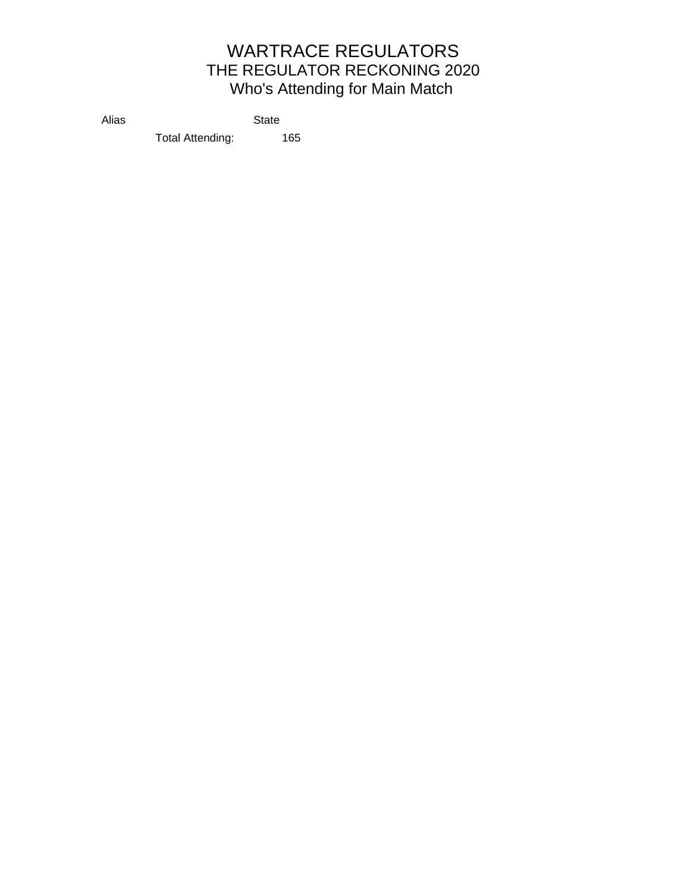# WARTRACE REGULATORS
## THE REGULATOR RECKONING 2020
### Who's Attending for Main Match

| Alias | State |
|---|---|
| Total Attending: | 165 |